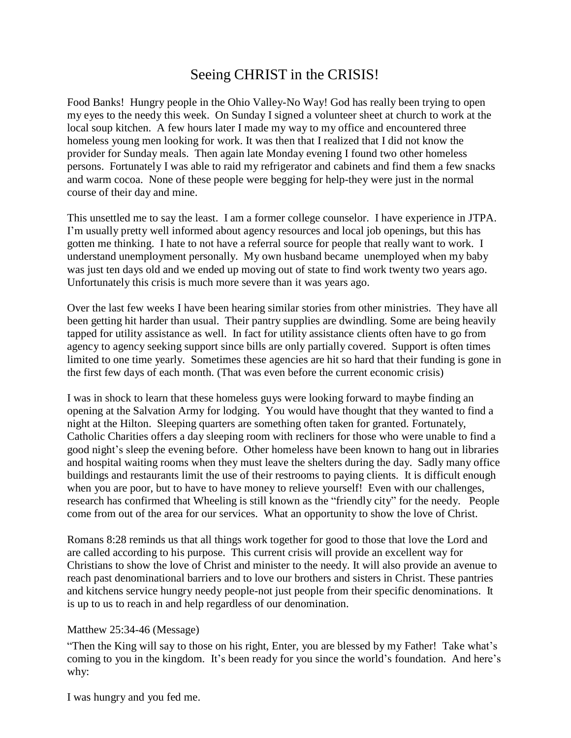# Seeing CHRIST in the CRISIS!

Food Banks! Hungry people in the Ohio Valley-No Way! God has really been trying to open my eyes to the needy this week. On Sunday I signed a volunteer sheet at church to work at the local soup kitchen. A few hours later I made my way to my office and encountered three homeless young men looking for work. It was then that I realized that I did not know the provider for Sunday meals. Then again late Monday evening I found two other homeless persons. Fortunately I was able to raid my refrigerator and cabinets and find them a few snacks and warm cocoa. None of these people were begging for help-they were just in the normal course of their day and mine.

This unsettled me to say the least. I am a former college counselor. I have experience in JTPA. I'm usually pretty well informed about agency resources and local job openings, but this has gotten me thinking. I hate to not have a referral source for people that really want to work. I understand unemployment personally. My own husband became unemployed when my baby was just ten days old and we ended up moving out of state to find work twenty two years ago. Unfortunately this crisis is much more severe than it was years ago.

Over the last few weeks I have been hearing similar stories from other ministries. They have all been getting hit harder than usual. Their pantry supplies are dwindling. Some are being heavily tapped for utility assistance as well. In fact for utility assistance clients often have to go from agency to agency seeking support since bills are only partially covered. Support is often times limited to one time yearly. Sometimes these agencies are hit so hard that their funding is gone in the first few days of each month. (That was even before the current economic crisis)

I was in shock to learn that these homeless guys were looking forward to maybe finding an opening at the Salvation Army for lodging. You would have thought that they wanted to find a night at the Hilton. Sleeping quarters are something often taken for granted. Fortunately, Catholic Charities offers a day sleeping room with recliners for those who were unable to find a good night's sleep the evening before. Other homeless have been known to hang out in libraries and hospital waiting rooms when they must leave the shelters during the day. Sadly many office buildings and restaurants limit the use of their restrooms to paying clients. It is difficult enough when you are poor, but to have to have money to relieve yourself! Even with our challenges, research has confirmed that Wheeling is still known as the "friendly city" for the needy. People come from out of the area for our services. What an opportunity to show the love of Christ.

Romans 8:28 reminds us that all things work together for good to those that love the Lord and are called according to his purpose. This current crisis will provide an excellent way for Christians to show the love of Christ and minister to the needy. It will also provide an avenue to reach past denominational barriers and to love our brothers and sisters in Christ. These pantries and kitchens service hungry needy people-not just people from their specific denominations. It is up to us to reach in and help regardless of our denomination.

Matthew 25:34-46 (Message)

"Then the King will say to those on his right, Enter, you are blessed by my Father! Take what's coming to you in the kingdom. It's been ready for you since the world's foundation. And here's why:

I was hungry and you fed me.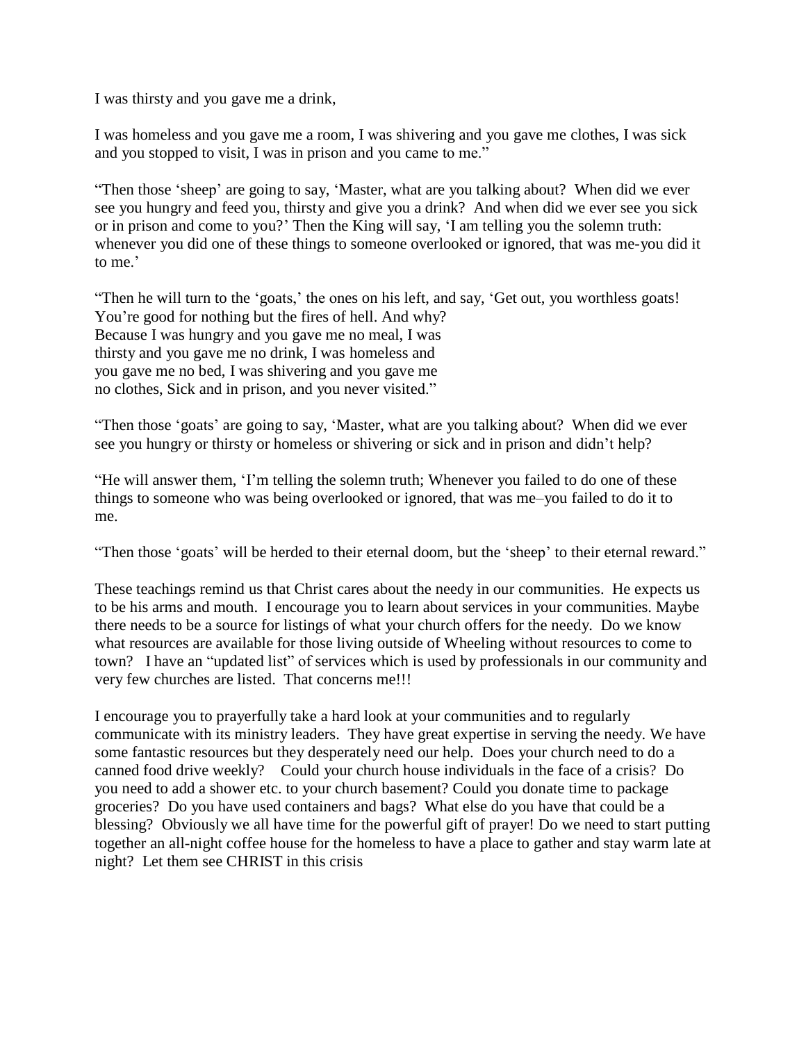I was thirsty and you gave me a drink,

I was homeless and you gave me a room, I was shivering and you gave me clothes, I was sick and you stopped to visit, I was in prison and you came to me."

"Then those 'sheep' are going to say, 'Master, what are you talking about? When did we ever see you hungry and feed you, thirsty and give you a drink? And when did we ever see you sick or in prison and come to you?' Then the King will say, 'I am telling you the solemn truth: whenever you did one of these things to someone overlooked or ignored, that was me-you did it to me.'

"Then he will turn to the 'goats,' the ones on his left, and say, 'Get out, you worthless goats! You're good for nothing but the fires of hell. And why?
Because I was hungry and you gave me no meal, I was thirsty and you gave me no drink, I was homeless and you gave me no bed, I was shivering and you gave me no clothes, Sick and in prison, and you never visited."

"Then those 'goats' are going to say, 'Master, what are you talking about? When did we ever see you hungry or thirsty or homeless or shivering or sick and in prison and didn't help?

"He will answer them, 'I'm telling the solemn truth; Whenever you failed to do one of these things to someone who was being overlooked or ignored, that was me–you failed to do it to me.

"Then those 'goats' will be herded to their eternal doom, but the 'sheep' to their eternal reward."

These teachings remind us that Christ cares about the needy in our communities. He expects us to be his arms and mouth. I encourage you to learn about services in your communities. Maybe there needs to be a source for listings of what your church offers for the needy. Do we know what resources are available for those living outside of Wheeling without resources to come to town? I have an "updated list" of services which is used by professionals in our community and very few churches are listed. That concerns me!!!

I encourage you to prayerfully take a hard look at your communities and to regularly communicate with its ministry leaders. They have great expertise in serving the needy. We have some fantastic resources but they desperately need our help. Does your church need to do a canned food drive weekly? Could your church house individuals in the face of a crisis? Do you need to add a shower etc. to your church basement? Could you donate time to package groceries? Do you have used containers and bags? What else do you have that could be a blessing? Obviously we all have time for the powerful gift of prayer! Do we need to start putting together an all-night coffee house for the homeless to have a place to gather and stay warm late at night? Let them see CHRIST in this crisis